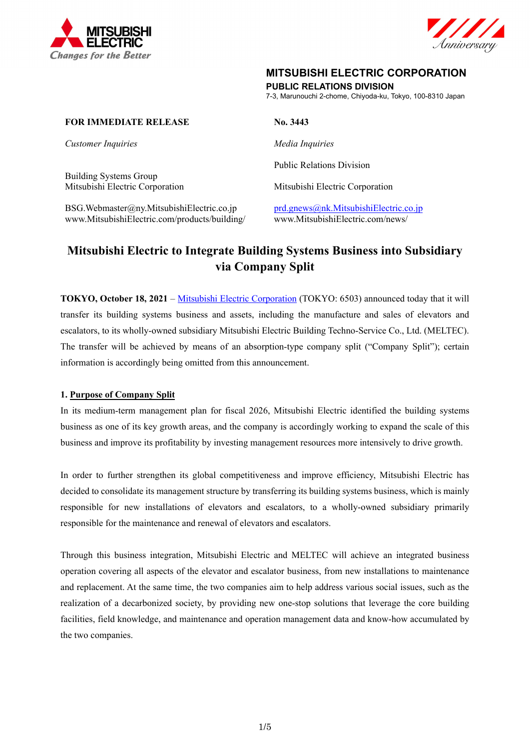MITSUBISHI ELECTRIC
Changes for the Better

**MITSUBISHI ELECTRIC CORPORATION**
**PUBLIC RELATIONS DIVISION**
7-3, Marunouchi 2-chome, Chiyoda-ku, Tokyo, 100-8310 Japan

**FOR IMMEDIATE RELEASE**

**No. 3443**

*Customer Inquiries*

Building Systems Group
Mitsubishi Electric Corporation

BSG.Webmaster@ny.MitsubishiElectric.co.jp
www.MitsubishiElectric.com/products/building/

*Media Inquiries*

Public Relations Division
Mitsubishi Electric Corporation

prd.gnews@nk.MitsubishiElectric.co.jp
www.MitsubishiElectric.com/news/

# Mitsubishi Electric to Integrate Building Systems Business into Subsidiary via Company Split

**TOKYO, October 18, 2021** – Mitsubishi Electric Corporation (TOKYO: 6503) announced today that it will transfer its building systems business and assets, including the manufacture and sales of elevators and escalators, to its wholly-owned subsidiary Mitsubishi Electric Building Techno-Service Co., Ltd. (MELTEC). The transfer will be achieved by means of an absorption-type company split ("Company Split"); certain information is accordingly being omitted from this announcement.

## 1. Purpose of Company Split

In its medium-term management plan for fiscal 2026, Mitsubishi Electric identified the building systems business as one of its key growth areas, and the company is accordingly working to expand the scale of this business and improve its profitability by investing management resources more intensively to drive growth.

In order to further strengthen its global competitiveness and improve efficiency, Mitsubishi Electric has decided to consolidate its management structure by transferring its building systems business, which is mainly responsible for new installations of elevators and escalators, to a wholly-owned subsidiary primarily responsible for the maintenance and renewal of elevators and escalators.

Through this business integration, Mitsubishi Electric and MELTEC will achieve an integrated business operation covering all aspects of the elevator and escalator business, from new installations to maintenance and replacement. At the same time, the two companies aim to help address various social issues, such as the realization of a decarbonized society, by providing new one-stop solutions that leverage the core building facilities, field knowledge, and maintenance and operation management data and know-how accumulated by the two companies.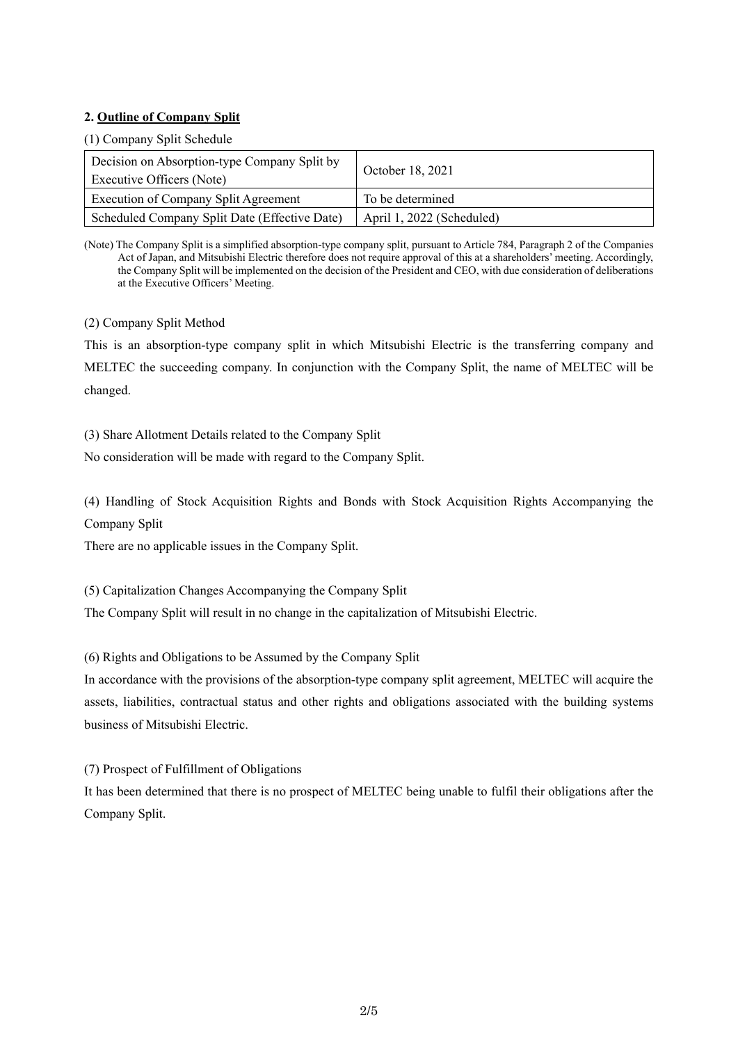## 2. Outline of Company Split

(1) Company Split Schedule

| | |
|---|---|
| Decision on Absorption-type Company Split by Executive Officers (Note) | October 18, 2021 |
| Execution of Company Split Agreement | To be determined |
| Scheduled Company Split Date (Effective Date) | April 1, 2022 (Scheduled) |

(Note) The Company Split is a simplified absorption-type company split, pursuant to Article 784, Paragraph 2 of the Companies Act of Japan, and Mitsubishi Electric therefore does not require approval of this at a shareholders' meeting. Accordingly, the Company Split will be implemented on the decision of the President and CEO, with due consideration of deliberations at the Executive Officers' Meeting.

(2) Company Split Method

This is an absorption-type company split in which Mitsubishi Electric is the transferring company and MELTEC the succeeding company. In conjunction with the Company Split, the name of MELTEC will be changed.

(3) Share Allotment Details related to the Company Split

No consideration will be made with regard to the Company Split.

(4) Handling of Stock Acquisition Rights and Bonds with Stock Acquisition Rights Accompanying the Company Split

There are no applicable issues in the Company Split.

(5) Capitalization Changes Accompanying the Company Split

The Company Split will result in no change in the capitalization of Mitsubishi Electric.

(6) Rights and Obligations to be Assumed by the Company Split

In accordance with the provisions of the absorption-type company split agreement, MELTEC will acquire the assets, liabilities, contractual status and other rights and obligations associated with the building systems business of Mitsubishi Electric.

(7) Prospect of Fulfillment of Obligations

It has been determined that there is no prospect of MELTEC being unable to fulfil their obligations after the Company Split.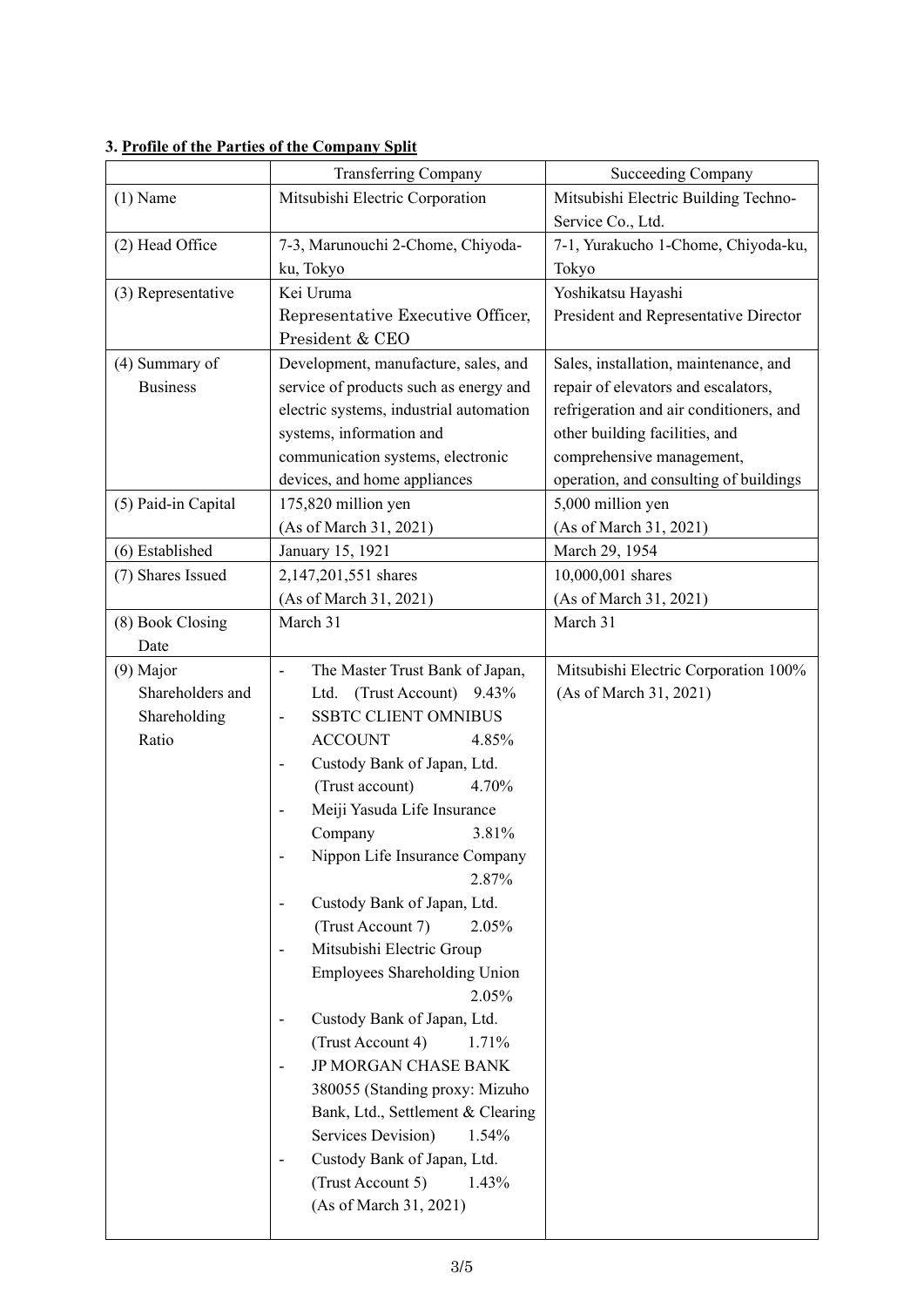**3. Profile of the Parties of the Company Split**

| | Transferring Company | Succeeding Company |
|---|---|---|
| (1) Name | Mitsubishi Electric Corporation | Mitsubishi Electric Building Techno-Service Co., Ltd. |
| (2) Head Office | 7-3, Marunouchi 2-Chome, Chiyoda-ku, Tokyo | 7-1, Yurakucho 1-Chome, Chiyoda-ku, Tokyo |
| (3) Representative | Kei Uruma<br>Representative Executive Officer, President & CEO | Yoshikatsu Hayashi<br>President and Representative Director |
| (4) Summary of Business | Development, manufacture, sales, and service of products such as energy and electric systems, industrial automation systems, information and communication systems, electronic devices, and home appliances | Sales, installation, maintenance, and repair of elevators and escalators, refrigeration and air conditioners, and other building facilities, and comprehensive management, operation, and consulting of buildings |
| (5) Paid-in Capital | 175,820 million yen<br>(As of March 31, 2021) | 5,000 million yen<br>(As of March 31, 2021) |
| (6) Established | January 15, 1921 | March 29, 1954 |
| (7) Shares Issued | 2,147,201,551 shares<br>(As of March 31, 2021) | 10,000,001 shares<br>(As of March 31, 2021) |
| (8) Book Closing Date | March 31 | March 31 |
| (9) Major Shareholders and Shareholding Ratio | - The Master Trust Bank of Japan, Ltd. (Trust Account) 9.43%<br>- SSBTC CLIENT OMNIBUS ACCOUNT 4.85%<br>- Custody Bank of Japan, Ltd. (Trust account) 4.70%<br>- Meiji Yasuda Life Insurance Company 3.81%<br>- Nippon Life Insurance Company 2.87%<br>- Custody Bank of Japan, Ltd. (Trust Account 7) 2.05%<br>- Mitsubishi Electric Group Employees Shareholding Union 2.05%<br>- Custody Bank of Japan, Ltd. (Trust Account 4) 1.71%<br>- JP MORGAN CHASE BANK 380055 (Standing proxy: Mizuho Bank, Ltd., Settlement & Clearing Services Devision) 1.54%<br>- Custody Bank of Japan, Ltd. (Trust Account 5) 1.43%<br>(As of March 31, 2021) | Mitsubishi Electric Corporation 100%<br>(As of March 31, 2021) |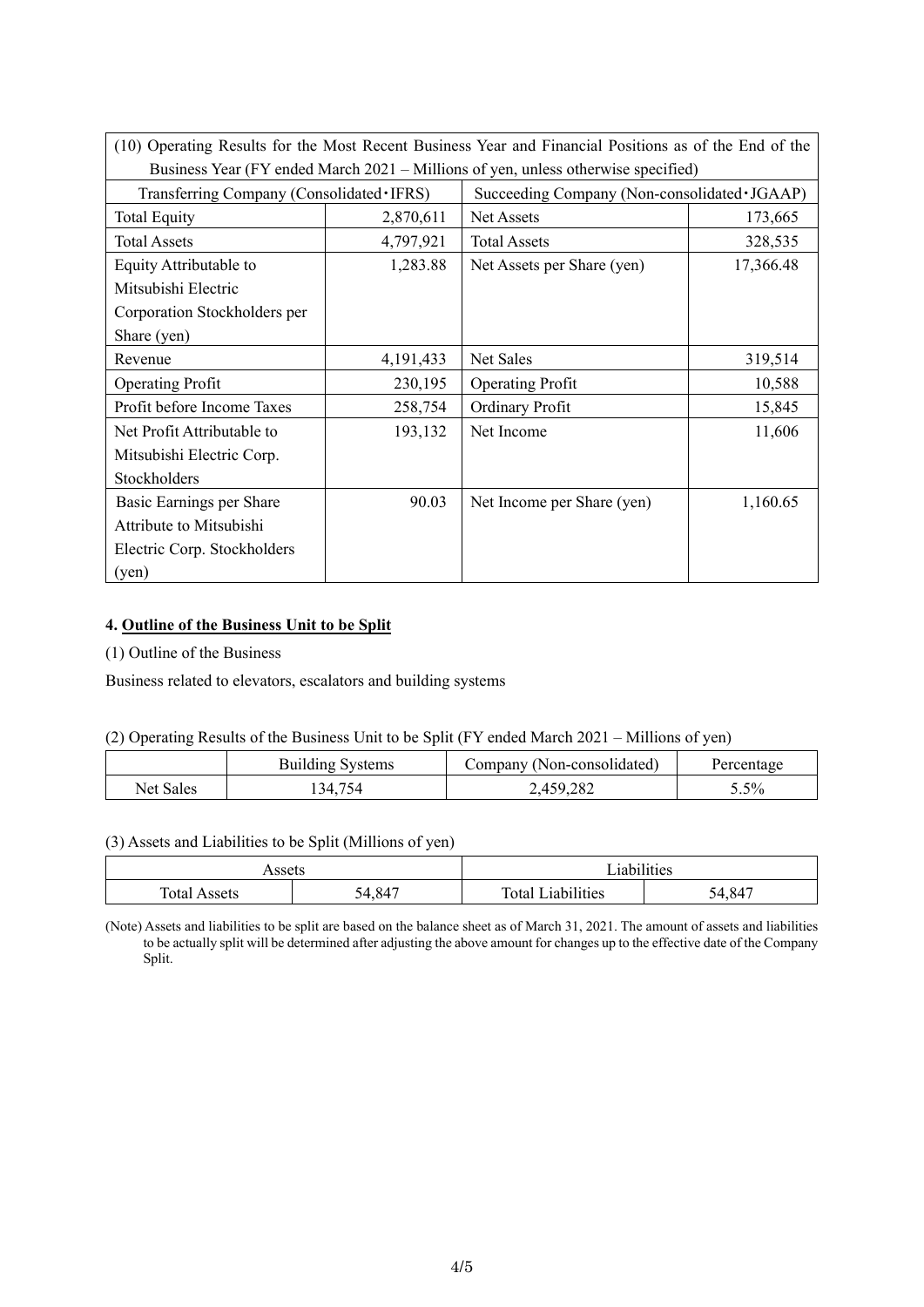| (10) Operating Results for the Most Recent Business Year and Financial Positions as of the End of the Business Year (FY ended March 2021 – Millions of yen, unless otherwise specified) | | | |
|---|---|---|---|
| Transferring Company (Consolidated・IFRS) | | Succeeding Company (Non-consolidated・JGAAP) | |
| Total Equity | 2,870,611 | Net Assets | 173,665 |
| Total Assets | 4,797,921 | Total Assets | 328,535 |
| Equity Attributable to Mitsubishi Electric Corporation Stockholders per Share (yen) | 1,283.88 | Net Assets per Share (yen) | 17,366.48 |
| Revenue | 4,191,433 | Net Sales | 319,514 |
| Operating Profit | 230,195 | Operating Profit | 10,588 |
| Profit before Income Taxes | 258,754 | Ordinary Profit | 15,845 |
| Net Profit Attributable to Mitsubishi Electric Corp. Stockholders | 193,132 | Net Income | 11,606 |
| Basic Earnings per Share Attribute to Mitsubishi Electric Corp. Stockholders (yen) | 90.03 | Net Income per Share (yen) | 1,160.65 |

**4. Outline of the Business Unit to be Split**

(1) Outline of the Business

Business related to elevators, escalators and building systems

(2) Operating Results of the Business Unit to be Split (FY ended March 2021 – Millions of yen)

| | Building Systems | Company (Non-consolidated) | Percentage |
|---|---|---|---|
| Net Sales | 134,754 | 2,459,282 | 5.5% |

(3) Assets and Liabilities to be Split (Millions of yen)

| Assets | | Liabilities | |
|---|---|---|---|
| Total Assets | 54,847 | Total Liabilities | 54,847 |

(Note) Assets and liabilities to be split are based on the balance sheet as of March 31, 2021. The amount of assets and liabilities to be actually split will be determined after adjusting the above amount for changes up to the effective date of the Company Split.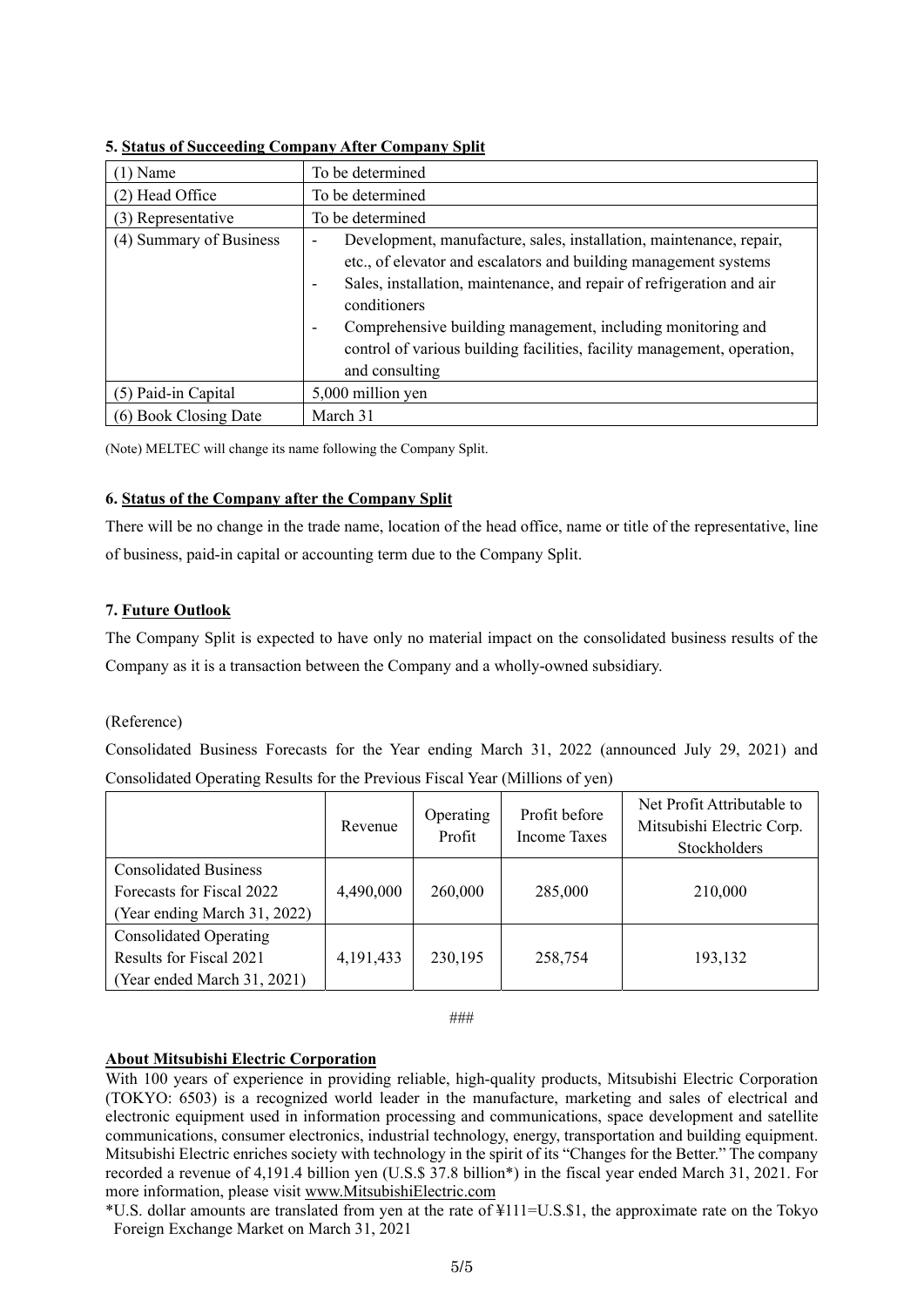**5. Status of Succeeding Company After Company Split**

| | |
|---|---|
| (1) Name | To be determined |
| (2) Head Office | To be determined |
| (3) Representative | To be determined |
| (4) Summary of Business | - Development, manufacture, sales, installation, maintenance, repair, etc., of elevator and escalators and building management systems<br>- Sales, installation, maintenance, and repair of refrigeration and air conditioners<br>- Comprehensive building management, including monitoring and control of various building facilities, facility management, operation, and consulting |
| (5) Paid-in Capital | 5,000 million yen |
| (6) Book Closing Date | March 31 |

(Note) MELTEC will change its name following the Company Split.

**6. Status of the Company after the Company Split**

There will be no change in the trade name, location of the head office, name or title of the representative, line of business, paid-in capital or accounting term due to the Company Split.

**7. Future Outlook**

The Company Split is expected to have only no material impact on the consolidated business results of the Company as it is a transaction between the Company and a wholly-owned subsidiary.

(Reference)

Consolidated Business Forecasts for the Year ending March 31, 2022 (announced July 29, 2021) and Consolidated Operating Results for the Previous Fiscal Year (Millions of yen)

| | Revenue | Operating Profit | Profit before Income Taxes | Net Profit Attributable to Mitsubishi Electric Corp. Stockholders |
|---|---|---|---|---|
| Consolidated Business Forecasts for Fiscal 2022 (Year ending March 31, 2022) | 4,490,000 | 260,000 | 285,000 | 210,000 |
| Consolidated Operating Results for Fiscal 2021 (Year ended March 31, 2021) | 4,191,433 | 230,195 | 258,754 | 193,132 |

###

**About Mitsubishi Electric Corporation**

With 100 years of experience in providing reliable, high-quality products, Mitsubishi Electric Corporation (TOKYO: 6503) is a recognized world leader in the manufacture, marketing and sales of electrical and electronic equipment used in information processing and communications, space development and satellite communications, consumer electronics, industrial technology, energy, transportation and building equipment. Mitsubishi Electric enriches society with technology in the spirit of its "Changes for the Better." The company recorded a revenue of 4,191.4 billion yen (U.S.$ 37.8 billion*) in the fiscal year ended March 31, 2021. For more information, please visit www.MitsubishiElectric.com

*U.S. dollar amounts are translated from yen at the rate of ¥111=U.S.$1, the approximate rate on the Tokyo Foreign Exchange Market on March 31, 2021